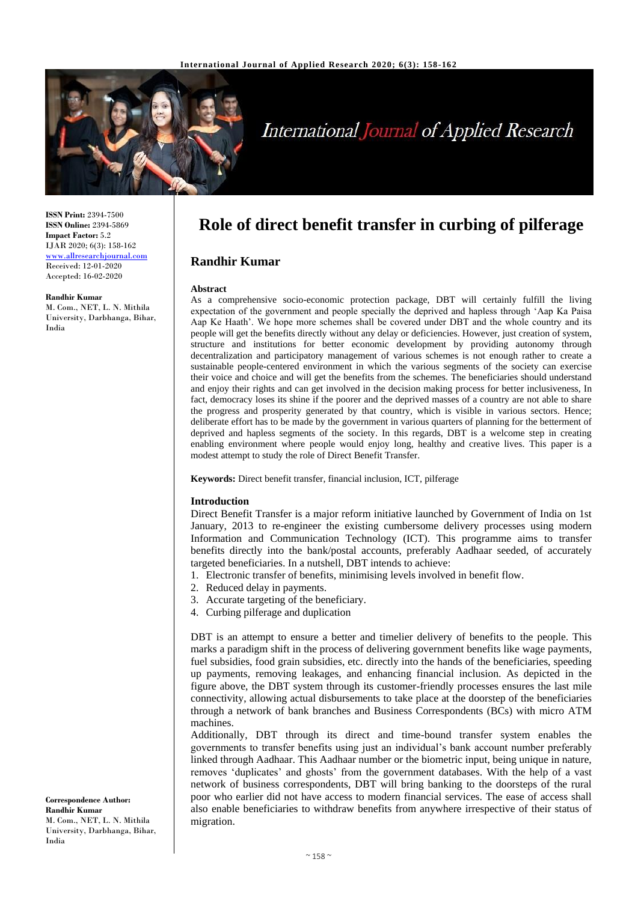**ISSN Print:** 2394-7500
**ISSN Online:** 2394-5869
**Impact Factor:** 5.2
IJAR 2020; 6(3): 158-162
www.allresearchjournal.com
Received: 12-01-2020
Accepted: 16-02-2020

**Randhir Kumar**
M. Com., NET, L. N. Mithila University, Darbhanga, Bihar, India

**Correspondence Author:**
**Randhir Kumar**
M. Com., NET, L. N. Mithila University, Darbhanga, Bihar, India

# Role of direct benefit transfer in curbing of pilferage

## Randhir Kumar

### Abstract

As a comprehensive socio-economic protection package, DBT will certainly fulfill the living expectation of the government and people specially the deprived and hapless through 'Aap Ka Paisa Aap Ke Haath'. We hope more schemes shall be covered under DBT and the whole country and its people will get the benefits directly without any delay or deficiencies. However, just creation of system, structure and institutions for better economic development by providing autonomy through decentralization and participatory management of various schemes is not enough rather to create a sustainable people-centered environment in which the various segments of the society can exercise their voice and choice and will get the benefits from the schemes. The beneficiaries should understand and enjoy their rights and can get involved in the decision making process for better inclusiveness, In fact, democracy loses its shine if the poorer and the deprived masses of a country are not able to share the progress and prosperity generated by that country, which is visible in various sectors. Hence; deliberate effort has to be made by the government in various quarters of planning for the betterment of deprived and hapless segments of the society. In this regards, DBT is a welcome step in creating enabling environment where people would enjoy long, healthy and creative lives. This paper is a modest attempt to study the role of Direct Benefit Transfer.

**Keywords:** Direct benefit transfer, financial inclusion, ICT, pilferage

### Introduction

Direct Benefit Transfer is a major reform initiative launched by Government of India on 1st January, 2013 to re-engineer the existing cumbersome delivery processes using modern Information and Communication Technology (ICT). This programme aims to transfer benefits directly into the bank/postal accounts, preferably Aadhaar seeded, of accurately targeted beneficiaries. In a nutshell, DBT intends to achieve:

1. Electronic transfer of benefits, minimising levels involved in benefit flow.
2. Reduced delay in payments.
3. Accurate targeting of the beneficiary.
4. Curbing pilferage and duplication

DBT is an attempt to ensure a better and timelier delivery of benefits to the people. This marks a paradigm shift in the process of delivering government benefits like wage payments, fuel subsidies, food grain subsidies, etc. directly into the hands of the beneficiaries, speeding up payments, removing leakages, and enhancing financial inclusion. As depicted in the figure above, the DBT system through its customer-friendly processes ensures the last mile connectivity, allowing actual disbursements to take place at the doorstep of the beneficiaries through a network of bank branches and Business Correspondents (BCs) with micro ATM machines.

Additionally, DBT through its direct and time-bound transfer system enables the governments to transfer benefits using just an individual's bank account number preferably linked through Aadhaar. This Aadhaar number or the biometric input, being unique in nature, removes 'duplicates' and ghosts' from the government databases. With the help of a vast network of business correspondents, DBT will bring banking to the doorsteps of the rural poor who earlier did not have access to modern financial services. The ease of access shall also enable beneficiaries to withdraw benefits from anywhere irrespective of their status of migration.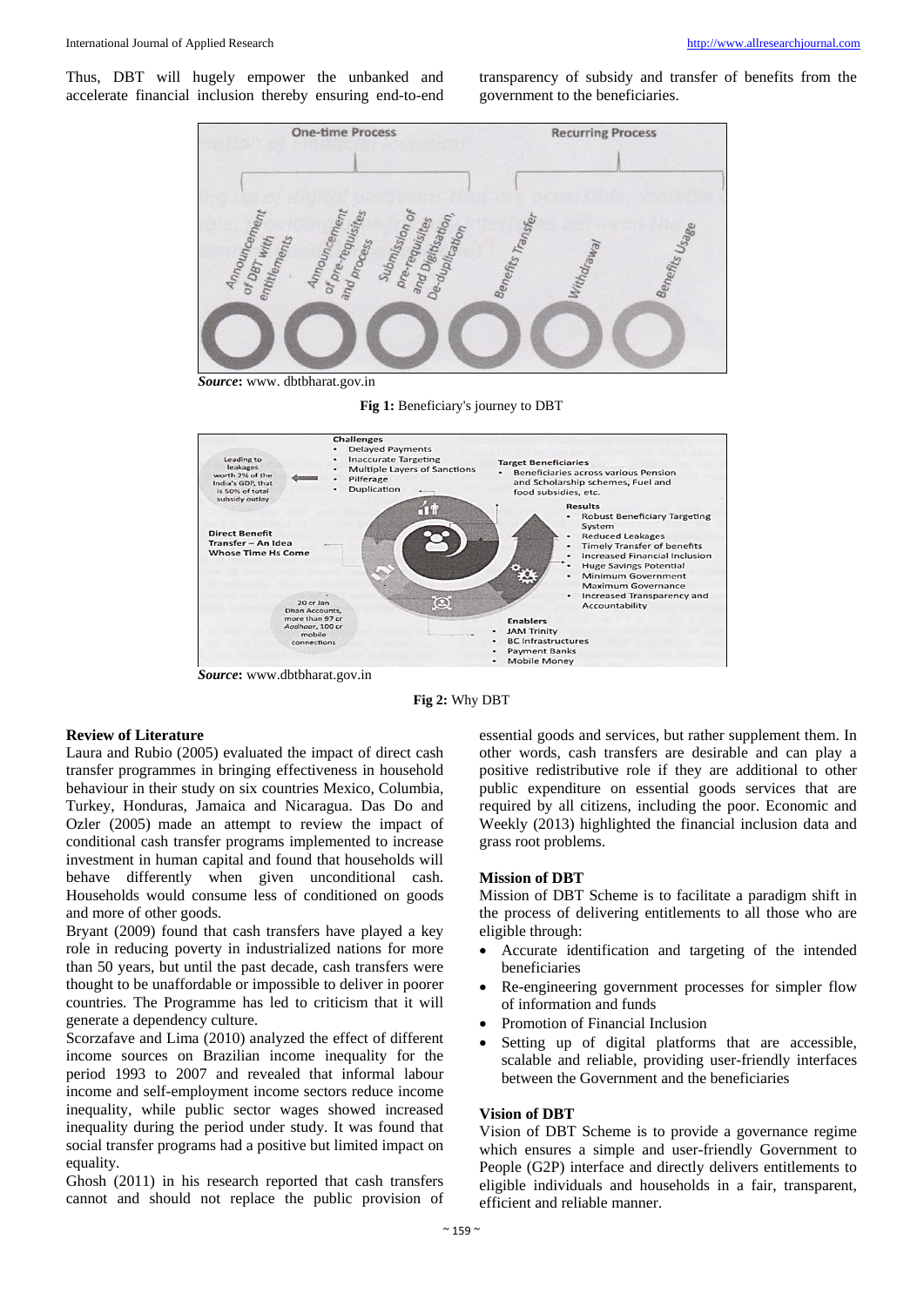Thus, DBT will hugely empower the unbanked and accelerate financial inclusion thereby ensuring end-to-end transparency of subsidy and transfer of benefits from the government to the beneficiaries.

***Source*:** www. dbtbharat.gov.in

**Fig 1:** Beneficiary's journey to DBT

***Source*:** www.dbtbharat.gov.in

**Fig 2:** Why DBT

### Review of Literature

Laura and Rubio (2005) evaluated the impact of direct cash transfer programmes in bringing effectiveness in household behaviour in their study on six countries Mexico, Columbia, Turkey, Honduras, Jamaica and Nicaragua. Das Do and Ozler (2005) made an attempt to review the impact of conditional cash transfer programs implemented to increase investment in human capital and found that households will behave differently when given unconditional cash. Households would consume less of conditioned on goods and more of other goods.

Bryant (2009) found that cash transfers have played a key role in reducing poverty in industrialized nations for more than 50 years, but until the past decade, cash transfers were thought to be unaffordable or impossible to deliver in poorer countries. The Programme has led to criticism that it will generate a dependency culture.

Scorzafave and Lima (2010) analyzed the effect of different income sources on Brazilian income inequality for the period 1993 to 2007 and revealed that informal labour income and self-employment income sectors reduce income inequality, while public sector wages showed increased inequality during the period under study. It was found that social transfer programs had a positive but limited impact on equality.

Ghosh (2011) in his research reported that cash transfers cannot and should not replace the public provision of essential goods and services, but rather supplement them. In other words, cash transfers are desirable and can play a positive redistributive role if they are additional to other public expenditure on essential goods services that are required by all citizens, including the poor. Economic and Weekly (2013) highlighted the financial inclusion data and grass root problems.

### Mission of DBT

Mission of DBT Scheme is to facilitate a paradigm shift in the process of delivering entitlements to all those who are eligible through:

- Accurate identification and targeting of the intended beneficiaries
- Re-engineering government processes for simpler flow of information and funds
- Promotion of Financial Inclusion
- Setting up of digital platforms that are accessible, scalable and reliable, providing user-friendly interfaces between the Government and the beneficiaries

### Vision of DBT

Vision of DBT Scheme is to provide a governance regime which ensures a simple and user-friendly Government to People (G2P) interface and directly delivers entitlements to eligible individuals and households in a fair, transparent, efficient and reliable manner.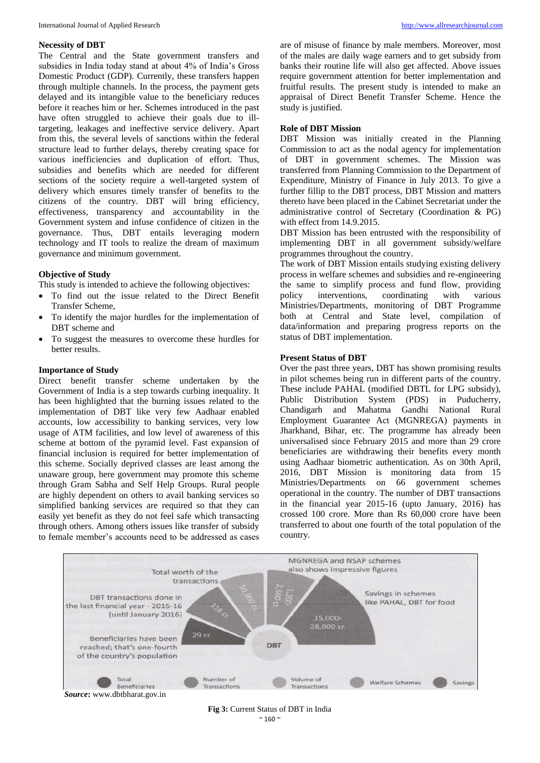### Necessity of DBT

The Central and the State government transfers and subsidies in India today stand at about 4% of India's Gross Domestic Product (GDP). Currently, these transfers happen through multiple channels. In the process, the payment gets delayed and its intangible value to the beneficiary reduces before it reaches him or her. Schemes introduced in the past have often struggled to achieve their goals due to ill-targeting, leakages and ineffective service delivery. Apart from this, the several levels of sanctions within the federal structure lead to further delays, thereby creating space for various inefficiencies and duplication of effort. Thus, subsidies and benefits which are needed for different sections of the society require a well-targeted system of delivery which ensures timely transfer of benefits to the citizens of the country. DBT will bring efficiency, effectiveness, transparency and accountability in the Government system and infuse confidence of citizen in the governance. Thus, DBT entails leveraging modern technology and IT tools to realize the dream of maximum governance and minimum government.

### Objective of Study

This study is intended to achieve the following objectives:

- To find out the issue related to the Direct Benefit Transfer Scheme,
- To identify the major hurdles for the implementation of DBT scheme and
- To suggest the measures to overcome these hurdles for better results.

### Importance of Study

Direct benefit transfer scheme undertaken by the Government of India is a step towards curbing inequality. It has been highlighted that the burning issues related to the implementation of DBT like very few Aadhaar enabled accounts, low accessibility to banking services, very low usage of ATM facilities, and low level of awareness of this scheme at bottom of the pyramid level. Fast expansion of financial inclusion is required for better implementation of this scheme. Socially deprived classes are least among the unaware group, here government may promote this scheme through Gram Sabha and Self Help Groups. Rural people are highly dependent on others to avail banking services so simplified banking services are required so that they can easily yet benefit as they do not feel safe which transacting through others. Among others issues like transfer of subsidy to female member's accounts need to be addressed as cases are of misuse of finance by male members. Moreover, most of the males are daily wage earners and to get subsidy from banks their routine life will also get affected. Above issues require government attention for better implementation and fruitful results. The present study is intended to make an appraisal of Direct Benefit Transfer Scheme. Hence the study is justified.

### Role of DBT Mission

DBT Mission was initially created in the Planning Commission to act as the nodal agency for implementation of DBT in government schemes. The Mission was transferred from Planning Commission to the Department of Expenditure, Ministry of Finance in July 2013. To give a further fillip to the DBT process, DBT Mission and matters thereto have been placed in the Cabinet Secretariat under the administrative control of Secretary (Coordination & PG) with effect from 14.9.2015.

DBT Mission has been entrusted with the responsibility of implementing DBT in all government subsidy/welfare programmes throughout the country.

The work of DBT Mission entails studying existing delivery process in welfare schemes and subsidies and re-engineering the same to simplify process and fund flow, providing policy interventions, coordinating with various Ministries/Departments, monitoring of DBT Programme both at Central and State level, compilation of data/information and preparing progress reports on the status of DBT implementation.

### Present Status of DBT

Over the past three years, DBT has shown promising results in pilot schemes being run in different parts of the country. These include PAHAL (modified DBTL for LPG subsidy), Public Distribution System (PDS) in Puducherry, Chandigarh and Mahatma Gandhi National Rural Employment Guarantee Act (MGNREGA) payments in Jharkhand, Bihar, etc. The programme has already been universalised since February 2015 and more than 29 crore beneficiaries are withdrawing their benefits every month using Aadhaar biometric authentication. As on 30th April, 2016, DBT Mission is monitoring data from 15 Ministries/Departments on 66 government schemes operational in the country. The number of DBT transactions in the financial year 2015-16 (upto January, 2016) has crossed 100 crore. More than Rs 60,000 crore have been transferred to about one fourth of the total population of the country.

**Source:** www.dbtbharat.gov.in

**Fig 3:** Current Status of DBT in India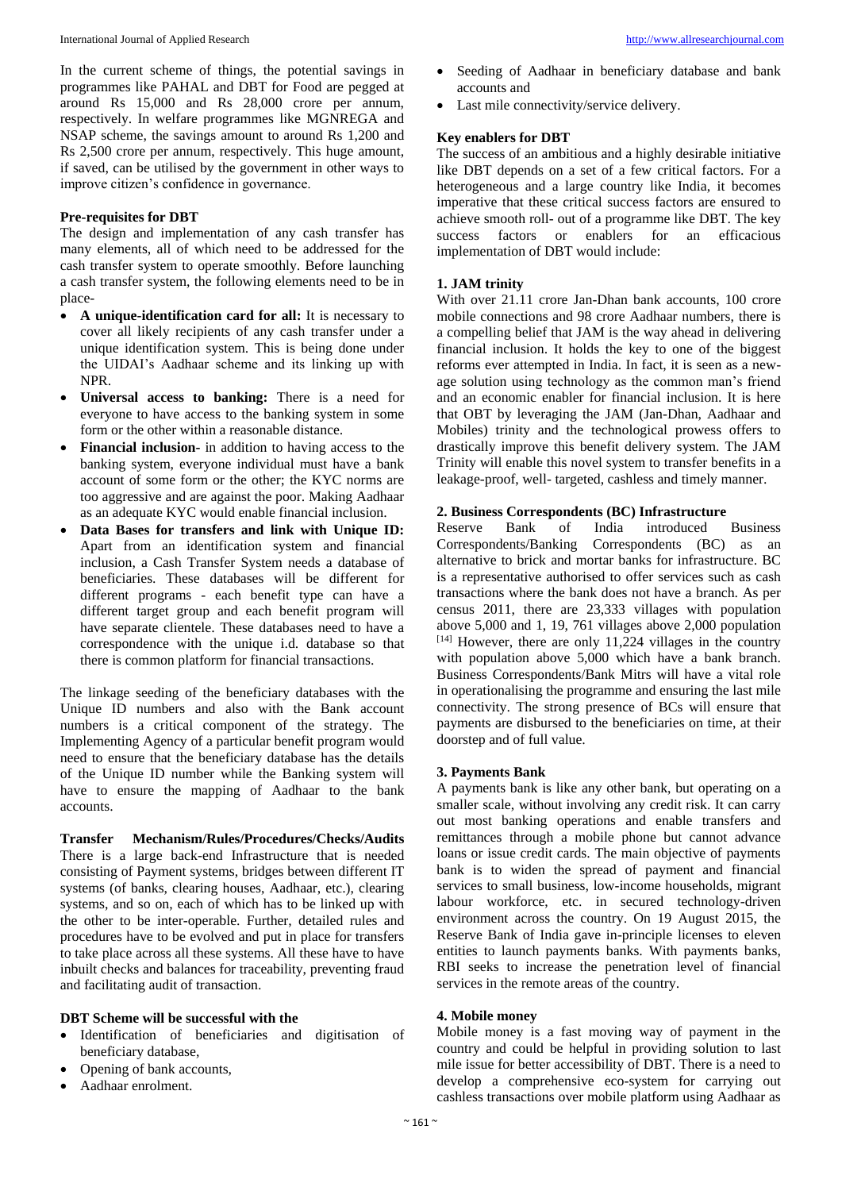In the current scheme of things, the potential savings in programmes like PAHAL and DBT for Food are pegged at around Rs 15,000 and Rs 28,000 crore per annum, respectively. In welfare programmes like MGNREGA and NSAP scheme, the savings amount to around Rs 1,200 and Rs 2,500 crore per annum, respectively. This huge amount, if saved, can be utilised by the government in other ways to improve citizen's confidence in governance.

**Pre-requisites for DBT**

The design and implementation of any cash transfer has many elements, all of which need to be addressed for the cash transfer system to operate smoothly. Before launching a cash transfer system, the following elements need to be in place-

- **A unique-identification card for all:** It is necessary to cover all likely recipients of any cash transfer under a unique identification system. This is being done under the UIDAI's Aadhaar scheme and its linking up with NPR.
- **Universal access to banking:** There is a need for everyone to have access to the banking system in some form or the other within a reasonable distance.
- **Financial inclusion-** in addition to having access to the banking system, everyone individual must have a bank account of some form or the other; the KYC norms are too aggressive and are against the poor. Making Aadhaar as an adequate KYC would enable financial inclusion.
- **Data Bases for transfers and link with Unique ID:** Apart from an identification system and financial inclusion, a Cash Transfer System needs a database of beneficiaries. These databases will be different for different programs - each benefit type can have a different target group and each benefit program will have separate clientele. These databases need to have a correspondence with the unique i.d. database so that there is common platform for financial transactions.

The linkage seeding of the beneficiary databases with the Unique ID numbers and also with the Bank account numbers is a critical component of the strategy. The Implementing Agency of a particular benefit program would need to ensure that the beneficiary database has the details of the Unique ID number while the Banking system will have to ensure the mapping of Aadhaar to the bank accounts.

**Transfer Mechanism/Rules/Procedures/Checks/Audits**

There is a large back-end Infrastructure that is needed consisting of Payment systems, bridges between different IT systems (of banks, clearing houses, Aadhaar, etc.), clearing systems, and so on, each of which has to be linked up with the other to be inter-operable. Further, detailed rules and procedures have to be evolved and put in place for transfers to take place across all these systems. All these have to have inbuilt checks and balances for traceability, preventing fraud and facilitating audit of transaction.

**DBT Scheme will be successful with the**

- Identification of beneficiaries and digitisation of beneficiary database,
- Opening of bank accounts,
- Aadhaar enrolment.
- Seeding of Aadhaar in beneficiary database and bank accounts and
- Last mile connectivity/service delivery.

**Key enablers for DBT**

The success of an ambitious and a highly desirable initiative like DBT depends on a set of a few critical factors. For a heterogeneous and a large country like India, it becomes imperative that these critical success factors are ensured to achieve smooth roll- out of a programme like DBT. The key success factors or enablers for an efficacious implementation of DBT would include:

**1. JAM trinity**

With over 21.11 crore Jan-Dhan bank accounts, 100 crore mobile connections and 98 crore Aadhaar numbers, there is a compelling belief that JAM is the way ahead in delivering financial inclusion. It holds the key to one of the biggest reforms ever attempted in India. In fact, it is seen as a new-age solution using technology as the common man's friend and an economic enabler for financial inclusion. It is here that OBT by leveraging the JAM (Jan-Dhan, Aadhaar and Mobiles) trinity and the technological prowess offers to drastically improve this benefit delivery system. The JAM Trinity will enable this novel system to transfer benefits in a leakage-proof, well- targeted, cashless and timely manner.

**2. Business Correspondents (BC) Infrastructure**

Reserve Bank of India introduced Business Correspondents/Banking Correspondents (BC) as an alternative to brick and mortar banks for infrastructure. BC is a representative authorised to offer services such as cash transactions where the bank does not have a branch. As per census 2011, there are 23,333 villages with population above 5,000 and 1, 19, 761 villages above 2,000 population [14] However, there are only 11,224 villages in the country with population above 5,000 which have a bank branch. Business Correspondents/Bank Mitrs will have a vital role in operationalising the programme and ensuring the last mile connectivity. The strong presence of BCs will ensure that payments are disbursed to the beneficiaries on time, at their doorstep and of full value.

**3. Payments Bank**

A payments bank is like any other bank, but operating on a smaller scale, without involving any credit risk. It can carry out most banking operations and enable transfers and remittances through a mobile phone but cannot advance loans or issue credit cards. The main objective of payments bank is to widen the spread of payment and financial services to small business, low-income households, migrant labour workforce, etc. in secured technology-driven environment across the country. On 19 August 2015, the Reserve Bank of India gave in-principle licenses to eleven entities to launch payments banks. With payments banks, RBI seeks to increase the penetration level of financial services in the remote areas of the country.

**4. Mobile money**

Mobile money is a fast moving way of payment in the country and could be helpful in providing solution to last mile issue for better accessibility of DBT. There is a need to develop a comprehensive eco-system for carrying out cashless transactions over mobile platform using Aadhaar as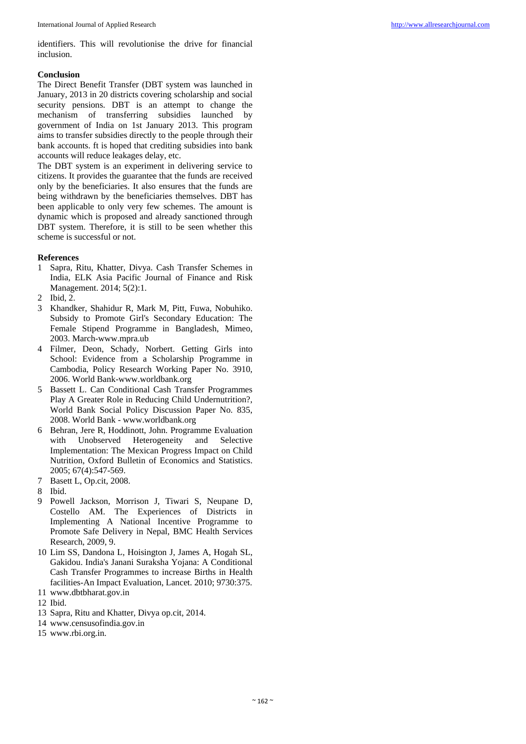identifiers. This will revolutionise the drive for financial inclusion.

## Conclusion

The Direct Benefit Transfer (DBT system was launched in January, 2013 in 20 districts covering scholarship and social security pensions. DBT is an attempt to change the mechanism of transferring subsidies launched by government of India on 1st January 2013. This program aims to transfer subsidies directly to the people through their bank accounts. ft is hoped that crediting subsidies into bank accounts will reduce leakages delay, etc.

The DBT system is an experiment in delivering service to citizens. It provides the guarantee that the funds are received only by the beneficiaries. It also ensures that the funds are being withdrawn by the beneficiaries themselves. DBT has been applicable to only very few schemes. The amount is dynamic which is proposed and already sanctioned through DBT system. Therefore, it is still to be seen whether this scheme is successful or not.

## References

1. Sapra, Ritu, Khatter, Divya. Cash Transfer Schemes in India, ELK Asia Pacific Journal of Finance and Risk Management. 2014; 5(2):1.
2. Ibid, 2.
3. Khandker, Shahidur R, Mark M, Pitt, Fuwa, Nobuhiko. Subsidy to Promote Girl's Secondary Education: The Female Stipend Programme in Bangladesh, Mimeo, 2003. March-www.mpra.ub
4. Filmer, Deon, Schady, Norbert. Getting Girls into School: Evidence from a Scholarship Programme in Cambodia, Policy Research Working Paper No. 3910, 2006. World Bank-www.worldbank.org
5. Bassett L. Can Conditional Cash Transfer Programmes Play A Greater Role in Reducing Child Undernutrition?, World Bank Social Policy Discussion Paper No. 835, 2008. World Bank - www.worldbank.org
6. Behran, Jere R, Hoddinott, John. Programme Evaluation with Unobserved Heterogeneity and Selective Implementation: The Mexican Progress Impact on Child Nutrition, Oxford Bulletin of Economics and Statistics. 2005; 67(4):547-569.
7. Basett L, Op.cit, 2008.
8. Ibid.
9. Powell Jackson, Morrison J, Tiwari S, Neupane D, Costello AM. The Experiences of Districts in Implementing A National Incentive Programme to Promote Safe Delivery in Nepal, BMC Health Services Research, 2009, 9.
10. Lim SS, Dandona L, Hoisington J, James A, Hogah SL, Gakidou. India's Janani Suraksha Yojana: A Conditional Cash Transfer Programmes to increase Births in Health facilities-An Impact Evaluation, Lancet. 2010; 9730:375.
11. www.dbtbharat.gov.in
12. Ibid.
13. Sapra, Ritu and Khatter, Divya op.cit, 2014.
14. www.censusofindia.gov.in
15. www.rbi.org.in.